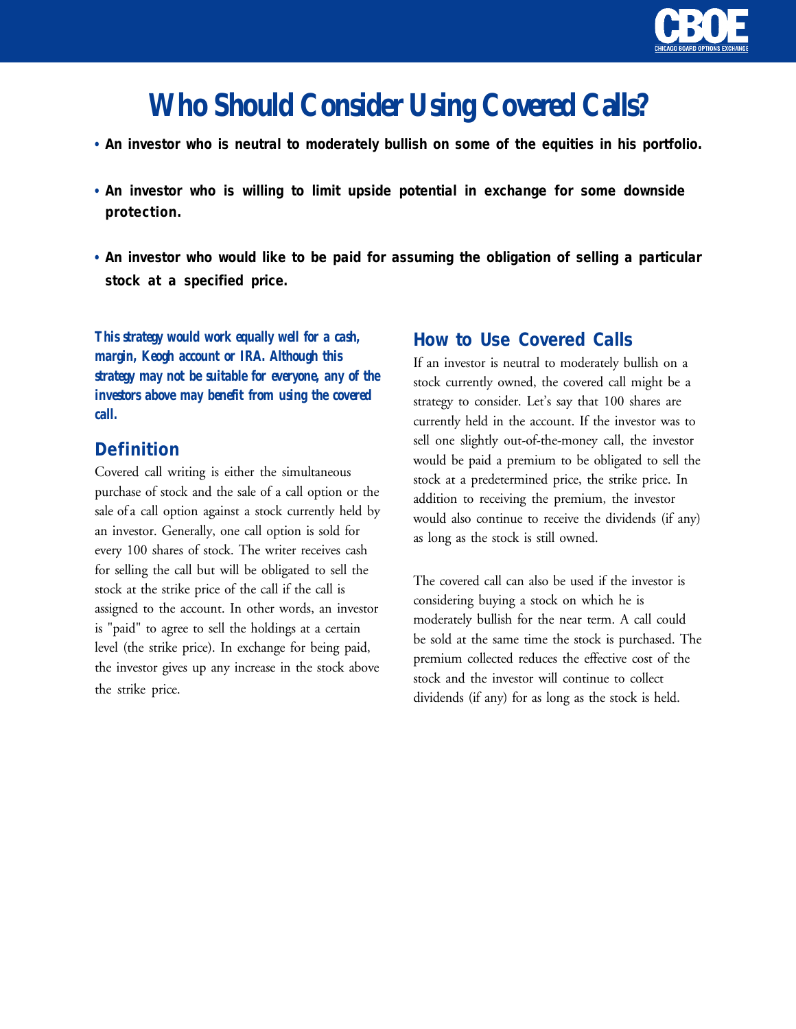# Who Should Consider Using Covered Calls?

- **An investor who is neutral to moderately bullish on some of the equities in his portfolio.**
- **An investor who is willing to limit upside potential in exchange for some downside protection.**
- **An investor who would like to be paid for assuming the obligation of selling a particular stock at a specified price.**

***This strategy would work equally well for a cash, margin, Keogh account or IRA. Although this strategy may not be suitable for everyone, any of the investors above may benefit from using the covered call.***

## Definition

Covered call writing is either the simultaneous purchase of stock and the sale of a call option or the sale of a call option against a stock currently held by an investor. Generally, one call option is sold for every 100 shares of stock. The writer receives cash for selling the call but will be obligated to sell the stock at the strike price of the call if the call is assigned to the account. In other words, an investor is "paid" to agree to sell the holdings at a certain level (the strike price). In exchange for being paid, the investor gives up any increase in the stock above the strike price.

## How to Use Covered Calls

If an investor is neutral to moderately bullish on a stock currently owned, the covered call might be a strategy to consider. Let's say that 100 shares are currently held in the account. If the investor was to sell one slightly out-of-the-money call, the investor would be paid a premium to be obligated to sell the stock at a predetermined price, the strike price. In addition to receiving the premium, the investor would also continue to receive the dividends (if any) as long as the stock is still owned.

The covered call can also be used if the investor is considering buying a stock on which he is moderately bullish for the near term. A call could be sold at the same time the stock is purchased. The premium collected reduces the effective cost of the stock and the investor will continue to collect dividends (if any) for as long as the stock is held.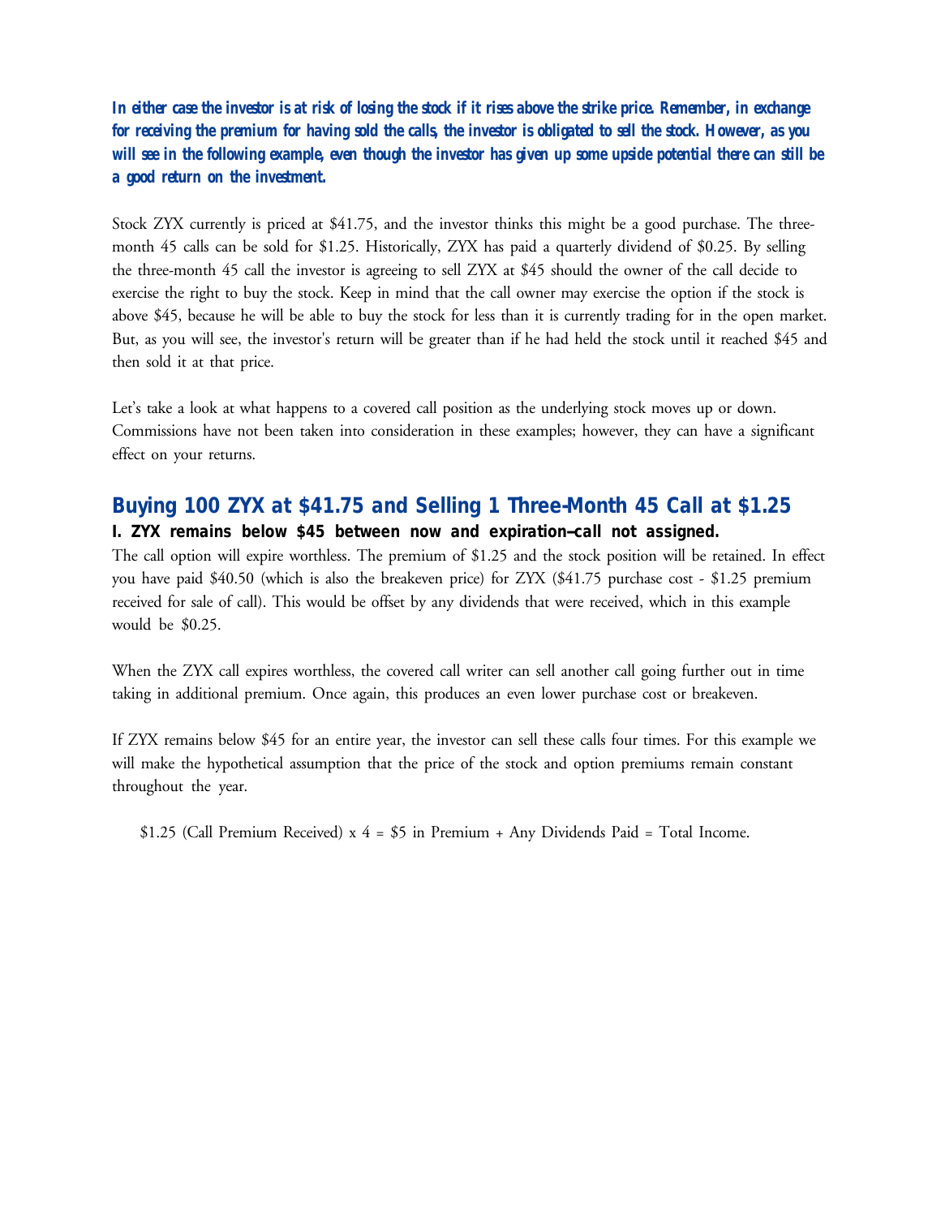***In either case the investor is at risk of losing the stock if it rises above the strike price. Remember, in exchange for receiving the premium for having sold the calls, the investor is obligated to sell the stock. However, as you will see in the following example, even though the investor has given up some upside potential there can still be a good return on the investment.***

Stock ZYX currently is priced at $41.75, and the investor thinks this might be a good purchase. The three-month 45 calls can be sold for $1.25. Historically, ZYX has paid a quarterly dividend of $0.25. By selling the three-month 45 call the investor is agreeing to sell ZYX at $45 should the owner of the call decide to exercise the right to buy the stock. Keep in mind that the call owner may exercise the option if the stock is above $45, because he will be able to buy the stock for less than it is currently trading for in the open market. But, as you will see, the investor's return will be greater than if he had held the stock until it reached $45 and then sold it at that price.

Let's take a look at what happens to a covered call position as the underlying stock moves up or down. Commissions have not been taken into consideration in these examples; however, they can have a significant effect on your returns.

## Buying 100 ZYX at $41.75 and Selling 1 Three-Month 45 Call at $1.25

**I. ZYX remains below $45 between now and expiration–call not assigned.**

The call option will expire worthless. The premium of $1.25 and the stock position will be retained. In effect you have paid $40.50 (which is also the breakeven price) for ZYX ($41.75 purchase cost - $1.25 premium received for sale of call). This would be offset by any dividends that were received, which in this example would be $0.25.

When the ZYX call expires worthless, the covered call writer can sell another call going further out in time taking in additional premium. Once again, this produces an even lower purchase cost or breakeven.

If ZYX remains below $45 for an entire year, the investor can sell these calls four times. For this example we will make the hypothetical assumption that the price of the stock and option premiums remain constant throughout the year.

$1.25 (Call Premium Received) x 4 = $5 in Premium + Any Dividends Paid = Total Income.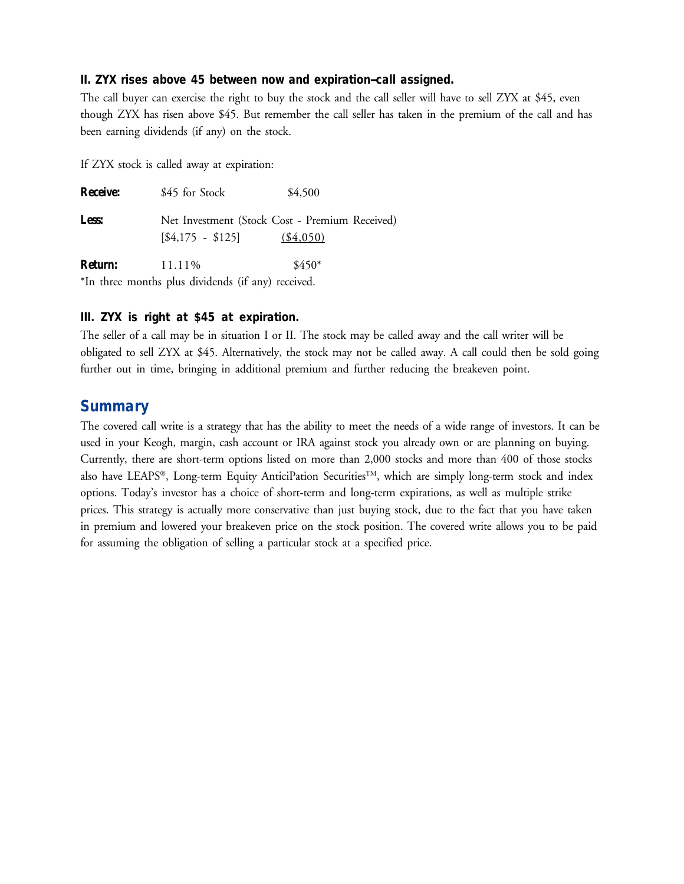### II. ZYX rises above 45 between now and expiration–call assigned.

The call buyer can exercise the right to buy the stock and the call seller will have to sell ZYX at $45, even though ZYX has risen above $45. But remember the call seller has taken in the premium of the call and has been earning dividends (if any) on the stock.

If ZYX stock is called away at expiration:

| | | |
|---|---|---|
| **Receive:** | $45 for Stock | $4,500 |
| **Less:** | Net Investment (Stock Cost - Premium Received) [$4,175 - $125] | ($4,050) |
| **Return:** | 11.11% | $450* |

*In three months plus dividends (if any) received.

### III. ZYX is right at $45 at expiration.

The seller of a call may be in situation I or II. The stock may be called away and the call writer will be obligated to sell ZYX at $45. Alternatively, the stock may not be called away. A call could then be sold going further out in time, bringing in additional premium and further reducing the breakeven point.

## Summary

The covered call write is a strategy that has the ability to meet the needs of a wide range of investors. It can be used in your Keogh, margin, cash account or IRA against stock you already own or are planning on buying. Currently, there are short-term options listed on more than 2,000 stocks and more than 400 of those stocks also have LEAPS®, Long-term Equity AnticiPation Securities™, which are simply long-term stock and index options. Today's investor has a choice of short-term and long-term expirations, as well as multiple strike prices. This strategy is actually more conservative than just buying stock, due to the fact that you have taken in premium and lowered your breakeven price on the stock position. The covered write allows you to be paid for assuming the obligation of selling a particular stock at a specified price.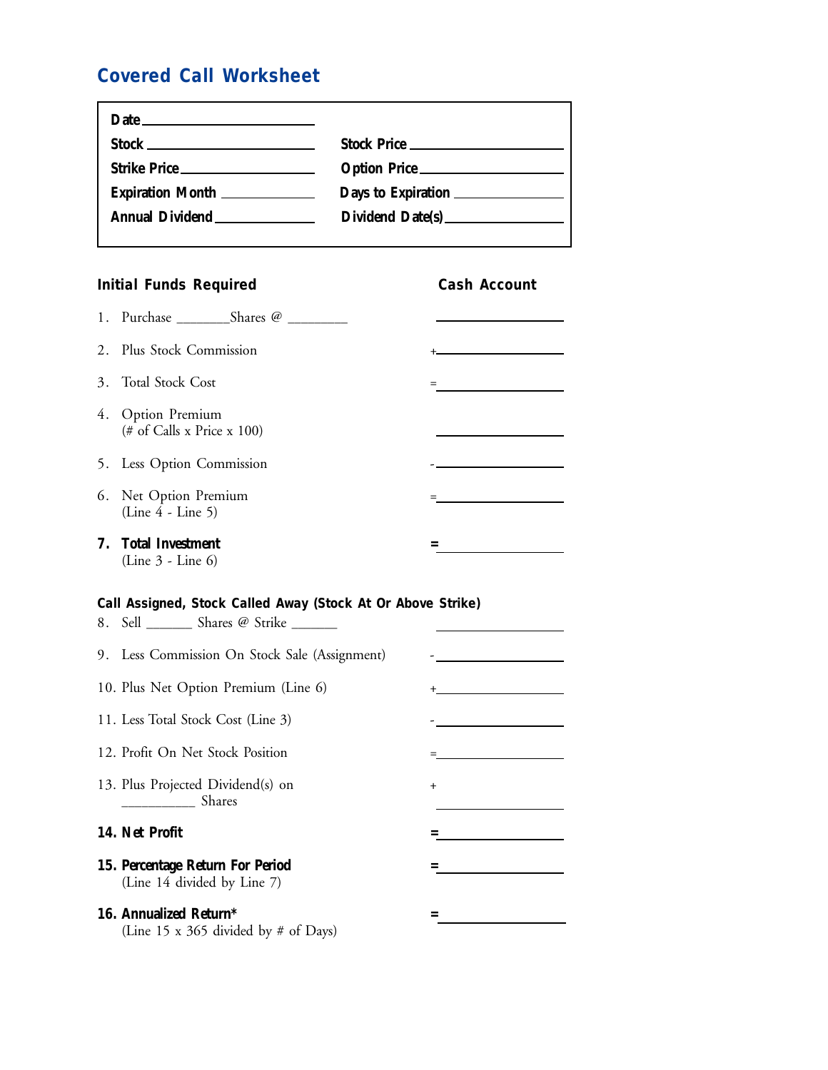## Covered Call Worksheet

| | |
|---|---|
| Date ______________ | |
| Stock ______________ | Stock Price ______________ |
| Strike Price ______________ | Option Price ______________ |
| Expiration Month ______________ | Days to Expiration ______________ |
| Annual Dividend ______________ | Dividend Date(s) ______________ |

| **Initial Funds Required** | **Cash Account** |
|---|---|
| 1. Purchase _______Shares @ ________ | ______________ |
| 2. Plus Stock Commission | + ______________ |
| 3. Total Stock Cost | = ______________ |
| 4. Option Premium (# of Calls x Price x 100) | ______________ |
| 5. Less Option Commission | - ______________ |
| 6. Net Option Premium (Line 4 - Line 5) | = ______________ |
| **7. Total Investment** (Line 3 - Line 6) | **=** ______________ |

**Call Assigned, Stock Called Away (Stock At Or Above Strike)**

| | |
|---|---|
| 8. Sell ______ Shares @ Strike ______ | ______________ |
| 9. Less Commission On Stock Sale (Assignment) | - ______________ |
| 10. Plus Net Option Premium (Line 6) | + ______________ |
| 11. Less Total Stock Cost (Line 3) | - ______________ |
| 12. Profit On Net Stock Position | = ______________ |
| 13. Plus Projected Dividend(s) on __________ Shares | + ______________ |
| **14. Net Profit** | **=** ______________ |
| **15. Percentage Return For Period** (Line 14 divided by Line 7) | **=** ______________ |
| **16. Annualized Return*** (Line 15 x 365 divided by # of Days) | **=** ______________ |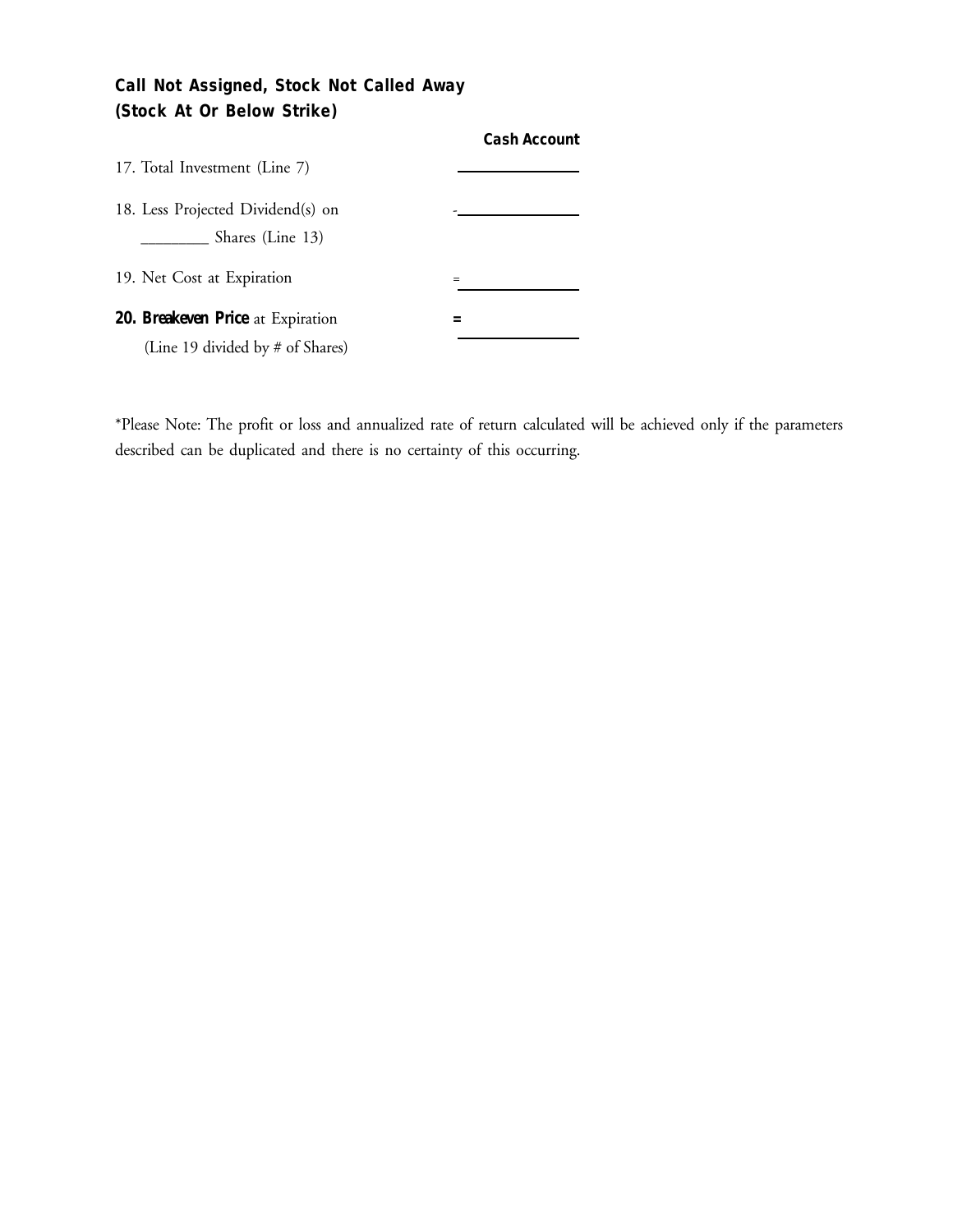**Call Not Assigned, Stock Not Called Away**
**(Stock At Or Below Strike)**

| | | Cash Account |
|---|---|---|
| 17. Total Investment (Line 7) | | ____________ |
| 18. Less Projected Dividend(s) on ________ Shares (Line 13) | - | ____________ |
| 19. Net Cost at Expiration | = | ____________ |
| **20. Breakeven Price** at Expiration (Line 19 divided by # of Shares) | **=** | ____________ |

*Please Note: The profit or loss and annualized rate of return calculated will be achieved only if the parameters described can be duplicated and there is no certainty of this occurring.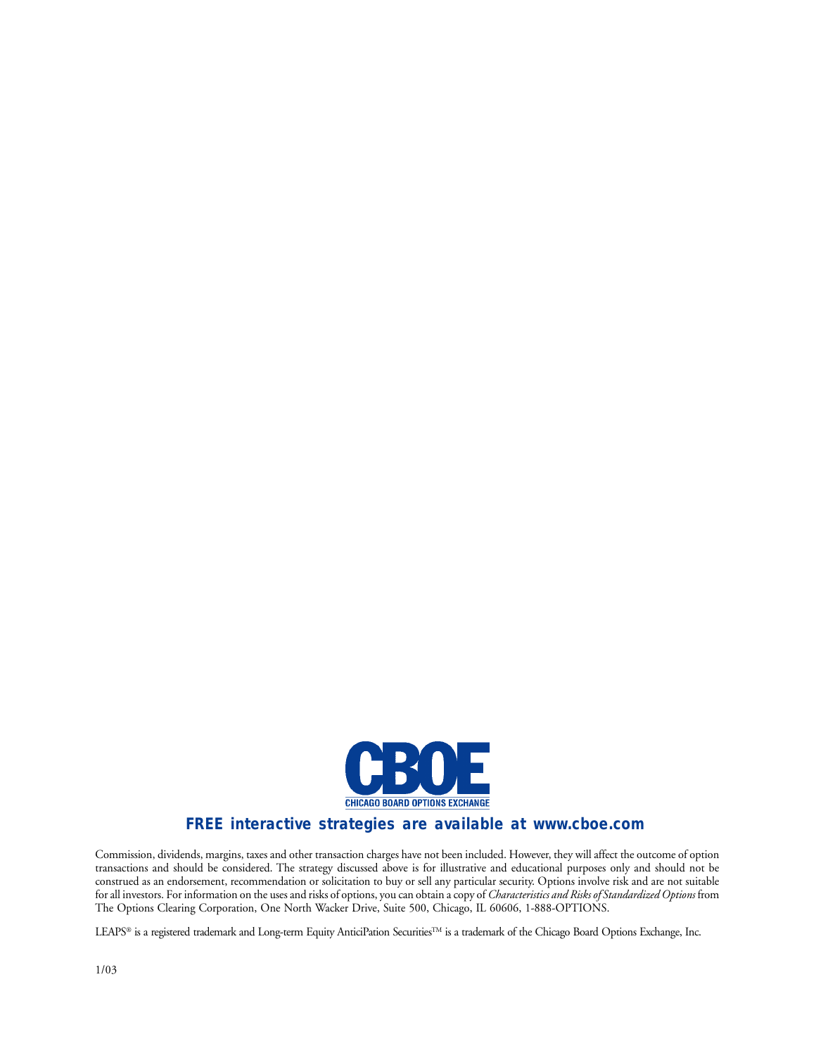CBOE

CHICAGO BOARD OPTIONS EXCHANGE

**FREE interactive strategies are available at www.cboe.com**

Commission, dividends, margins, taxes and other transaction charges have not been included. However, they will affect the outcome of option transactions and should be considered. The strategy discussed above is for illustrative and educational purposes only and should not be construed as an endorsement, recommendation or solicitation to buy or sell any particular security. Options involve risk and are not suitable for all investors. For information on the uses and risks of options, you can obtain a copy of *Characteristics and Risks of Standardized Options* from The Options Clearing Corporation, One North Wacker Drive, Suite 500, Chicago, IL 60606, 1-888-OPTIONS.

LEAPS® is a registered trademark and Long-term Equity AnticiPation Securities™ is a trademark of the Chicago Board Options Exchange, Inc.

1/03